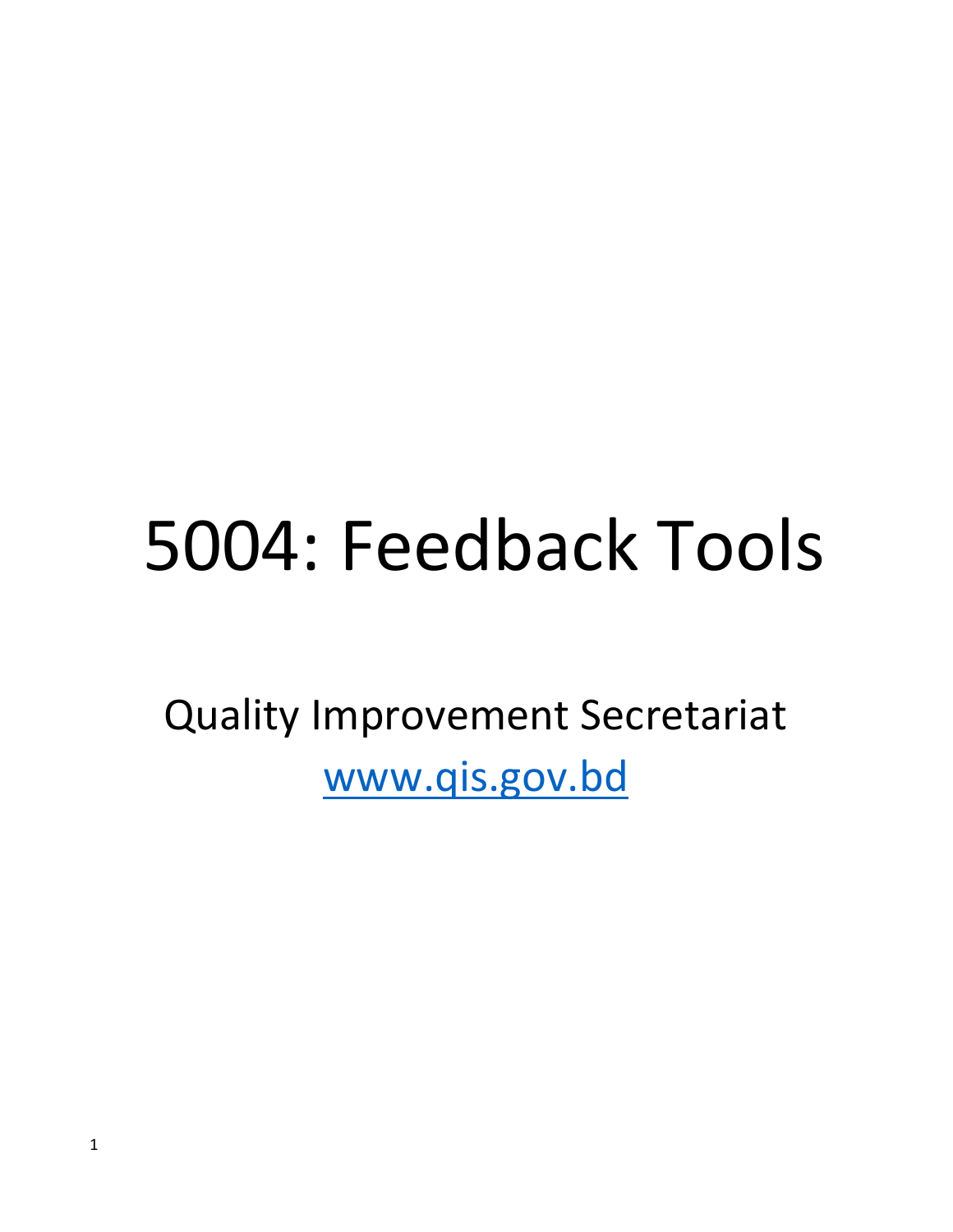# 5004: Feedback Tools

Quality Improvement Secretariat

[www.qis.gov.bd](http://www.qis.gov.bd)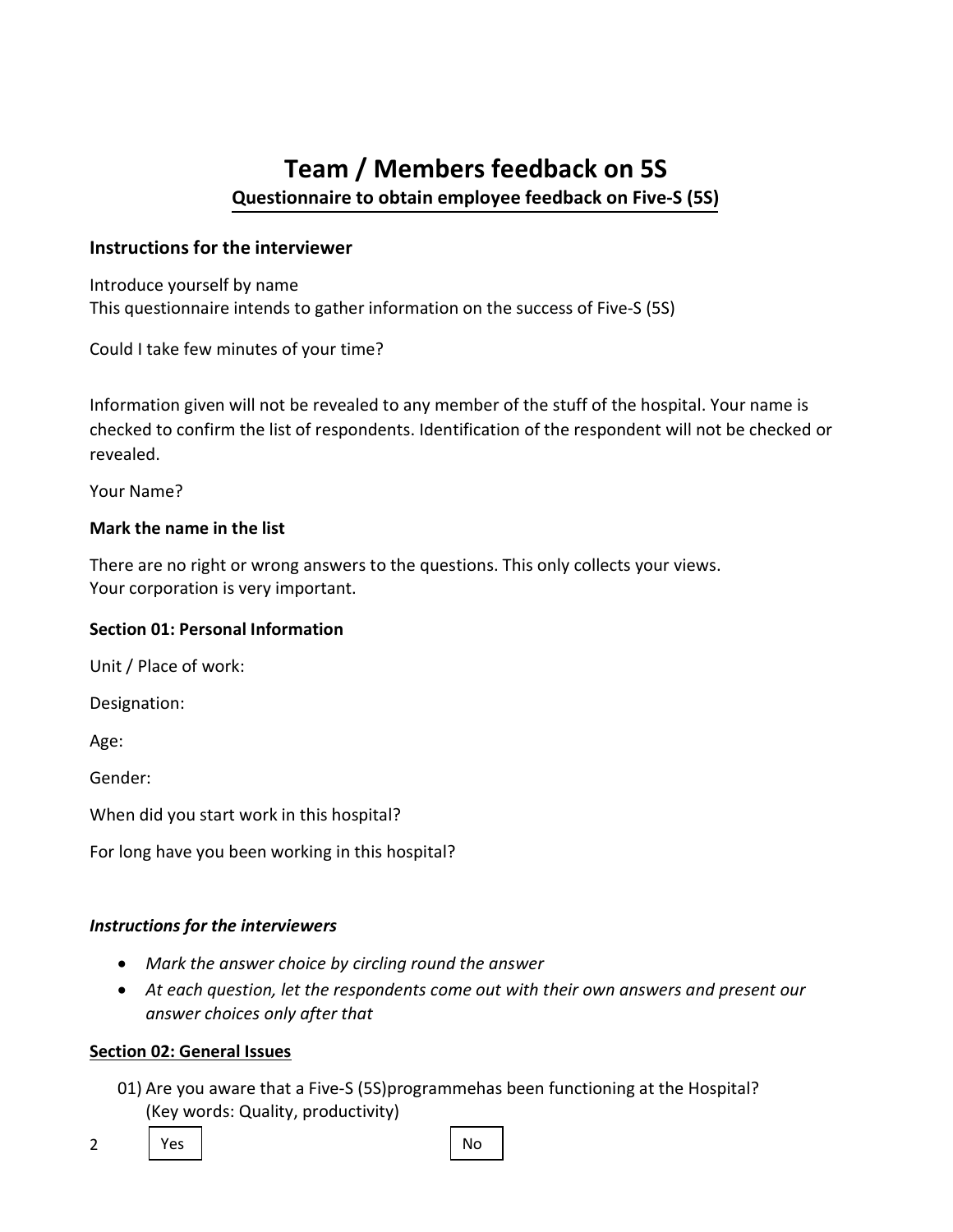# Team / Members feedback on 5S

**Questionnaire to obtain employee feedback on Five-S (5S)**

### Instructions for the interviewer

Introduce yourself by name
This questionnaire intends to gather information on the success of Five-S (5S)

Could I take few minutes of your time?

Information given will not be revealed to any member of the stuff of the hospital. Your name is checked to confirm the list of respondents. Identification of the respondent will not be checked or revealed.

Your Name?

**Mark the name in the list**

There are no right or wrong answers to the questions. This only collects your views.
Your corporation is very important.

**Section 01: Personal Information**

Unit / Place of work:

Designation:

Age:

Gender:

When did you start work in this hospital?

For long have you been working in this hospital?

***Instructions for the interviewers***

- *Mark the answer choice by circling round the answer*
- *At each question, let the respondents come out with their own answers and present our answer choices only after that*

**Section 02: General Issues**

01) Are you aware that a Five-S (5S)programmehas been functioning at the Hospital? (Key words: Quality, productivity)

| Yes | No |
|---|---|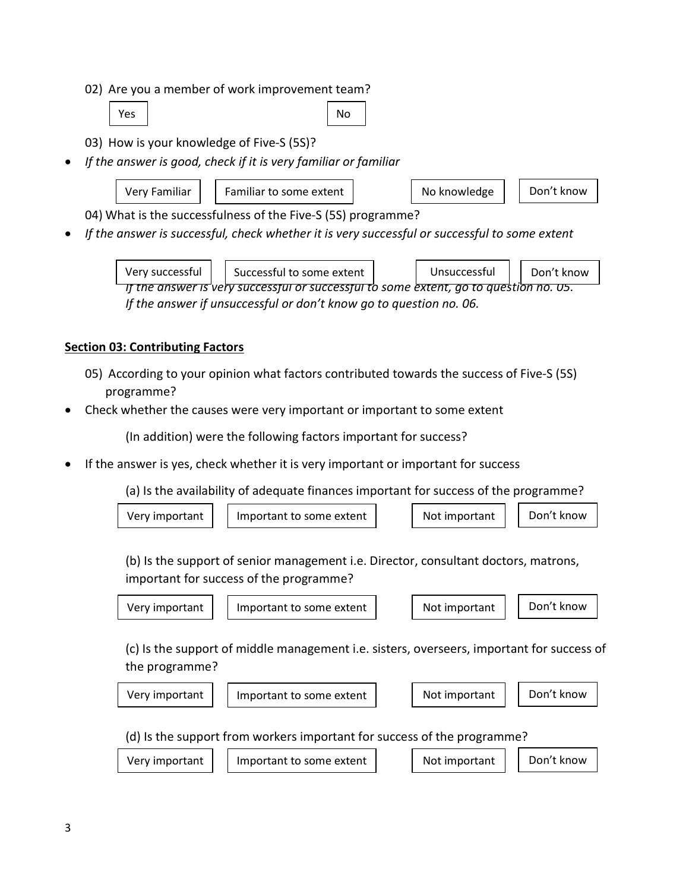02) Are you a member of work improvement team?

| Yes | No |
|---|---|

03) How is your knowledge of Five-S (5S)?

- *If the answer is good, check if it is very familiar or familiar*

| Very Familiar | Familiar to some extent | No knowledge | Don't know |
|---|---|---|---|

04) What is the successfulness of the Five-S (5S) programme?

- *If the answer is successful, check whether it is very successful or successful to some extent*

| Very successful | Successful to some extent | Unsuccessful | Don't know |
|---|---|---|---|

*If the answer is very successful or successful to some extent, go to question no. 05. If the answer if unsuccessful or don't know go to question no. 06.*

**Section 03: Contributing Factors**

05) According to your opinion what factors contributed towards the success of Five-S (5S) programme?

- Check whether the causes were very important or important to some extent

(In addition) were the following factors important for success?

- If the answer is yes, check whether it is very important or important for success

(a) Is the availability of adequate finances important for success of the programme?

| Very important | Important to some extent | Not important | Don't know |
|---|---|---|---|

(b) Is the support of senior management i.e. Director, consultant doctors, matrons, important for success of the programme?

| Very important | Important to some extent | Not important | Don't know |
|---|---|---|---|

(c) Is the support of middle management i.e. sisters, overseers, important for success of the programme?

| Very important | Important to some extent | Not important | Don't know |
|---|---|---|---|

(d) Is the support from workers important for success of the programme?

| Very important | Important to some extent | Not important | Don't know |
|---|---|---|---|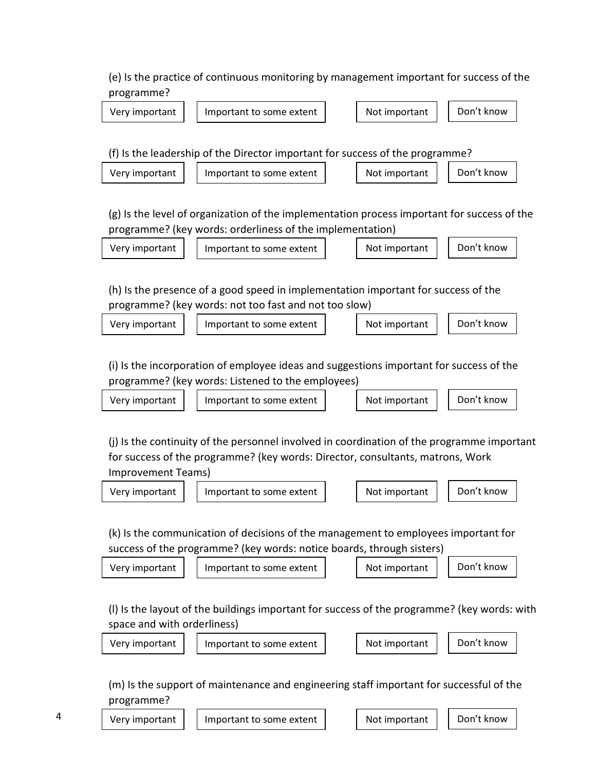(e) Is the practice of continuous monitoring by management important for success of the programme?

Very important | Important to some extent | Not important | Don't know

(f) Is the leadership of the Director important for success of the programme?

Very important | Important to some extent | Not important | Don't know

(g) Is the level of organization of the implementation process important for success of the programme? (key words: orderliness of the implementation)

Very important | Important to some extent | Not important | Don't know

(h) Is the presence of a good speed in implementation important for success of the programme? (key words: not too fast and not too slow)

Very important | Important to some extent | Not important | Don't know

(i) Is the incorporation of employee ideas and suggestions important for success of the programme? (key words: Listened to the employees)

Very important | Important to some extent | Not important | Don't know

(j) Is the continuity of the personnel involved in coordination of the programme important for success of the programme? (key words: Director, consultants, matrons, Work Improvement Teams)

Very important | Important to some extent | Not important | Don't know

(k) Is the communication of decisions of the management to employees important for success of the programme? (key words: notice boards, through sisters)

Very important | Important to some extent | Not important | Don't know

(l) Is the layout of the buildings important for success of the programme? (key words: with space and with orderliness)

Very important | Important to some extent | Not important | Don't know

(m) Is the support of maintenance and engineering staff important for successful of the programme?

Very important | Important to some extent | Not important | Don't know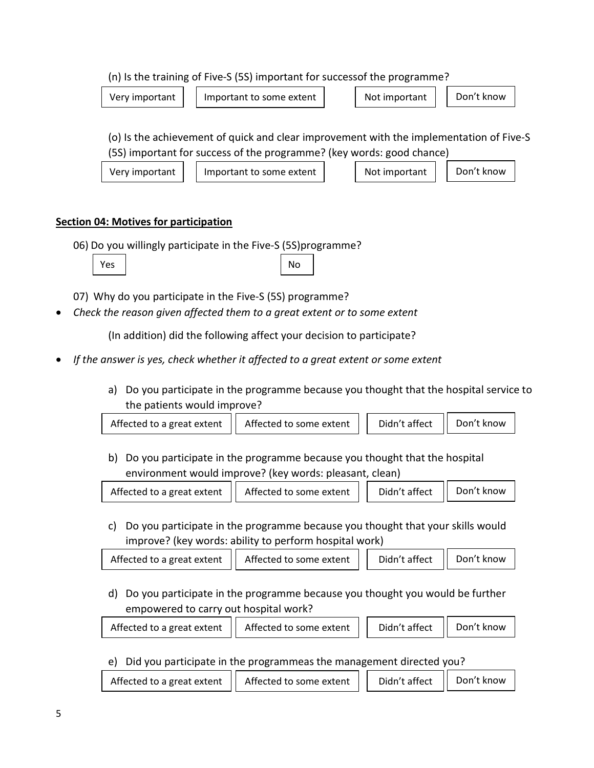(n) Is the training of Five-S (5S) important for successof the programme?

| Very important | Important to some extent | Not important | Don't know |
|---|---|---|---|

(o) Is the achievement of quick and clear improvement with the implementation of Five-S (5S) important for success of the programme? (key words: good chance)

| Very important | Important to some extent | Not important | Don't know |
|---|---|---|---|

**Section 04: Motives for participation**

06) Do you willingly participate in the Five-S (5S)programme?

| Yes | No |
|---|---|

07) Why do you participate in the Five-S (5S) programme?

- *Check the reason given affected them to a great extent or to some extent*

(In addition) did the following affect your decision to participate?

- *If the answer is yes, check whether it affected to a great extent or some extent*

a) Do you participate in the programme because you thought that the hospital service to the patients would improve?

| Affected to a great extent | Affected to some extent | Didn't affect | Don't know |
|---|---|---|---|

b) Do you participate in the programme because you thought that the hospital environment would improve? (key words: pleasant, clean)

| Affected to a great extent | Affected to some extent | Didn't affect | Don't know |
|---|---|---|---|

c) Do you participate in the programme because you thought that your skills would improve? (key words: ability to perform hospital work)

| Affected to a great extent | Affected to some extent | Didn't affect | Don't know |
|---|---|---|---|

d) Do you participate in the programme because you thought you would be further empowered to carry out hospital work?

| Affected to a great extent | Affected to some extent | Didn't affect | Don't know |
|---|---|---|---|

e) Did you participate in the programmeas the management directed you?

| Affected to a great extent | Affected to some extent | Didn't affect | Don't know |
|---|---|---|---|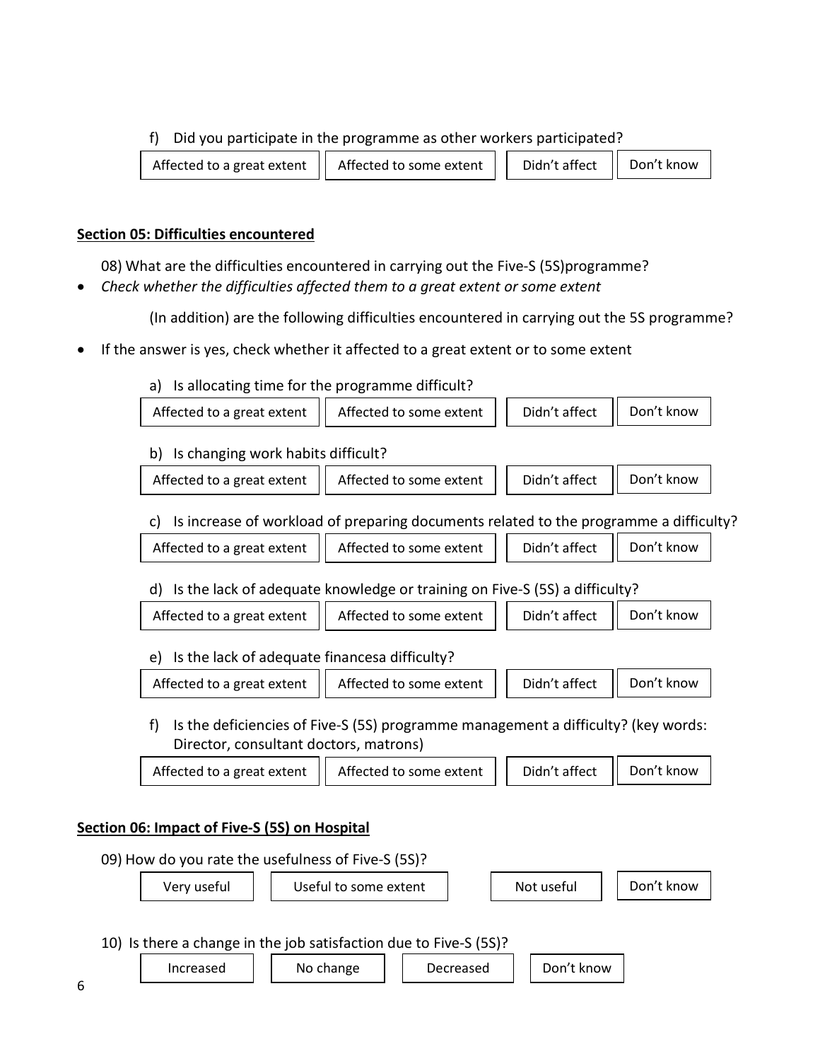f) Did you participate in the programme as other workers participated?

| Affected to a great extent | Affected to some extent | Didn't affect | Don't know |
|---|---|---|---|

**Section 05: Difficulties encountered**

08) What are the difficulties encountered in carrying out the Five-S (5S)programme?

- *Check whether the difficulties affected them to a great extent or some extent*

(In addition) are the following difficulties encountered in carrying out the 5S programme?

- If the answer is yes, check whether it affected to a great extent or to some extent

a) Is allocating time for the programme difficult?

| Affected to a great extent | Affected to some extent | Didn't affect | Don't know |
|---|---|---|---|

b) Is changing work habits difficult?

| Affected to a great extent | Affected to some extent | Didn't affect | Don't know |
|---|---|---|---|

c) Is increase of workload of preparing documents related to the programme a difficulty?

| Affected to a great extent | Affected to some extent | Didn't affect | Don't know |
|---|---|---|---|

d) Is the lack of adequate knowledge or training on Five-S (5S) a difficulty?

| Affected to a great extent | Affected to some extent | Didn't affect | Don't know |
|---|---|---|---|

e) Is the lack of adequate financesa difficulty?

| Affected to a great extent | Affected to some extent | Didn't affect | Don't know |
|---|---|---|---|

f) Is the deficiencies of Five-S (5S) programme management a difficulty? (key words: Director, consultant doctors, matrons)

| Affected to a great extent | Affected to some extent | Didn't affect | Don't know |
|---|---|---|---|

**Section 06: Impact of Five-S (5S) on Hospital**

09) How do you rate the usefulness of Five-S (5S)?

| Very useful | Useful to some extent | Not useful | Don't know |
|---|---|---|---|

10) Is there a change in the job satisfaction due to Five-S (5S)?

| Increased | No change | Decreased | Don't know |
|---|---|---|---|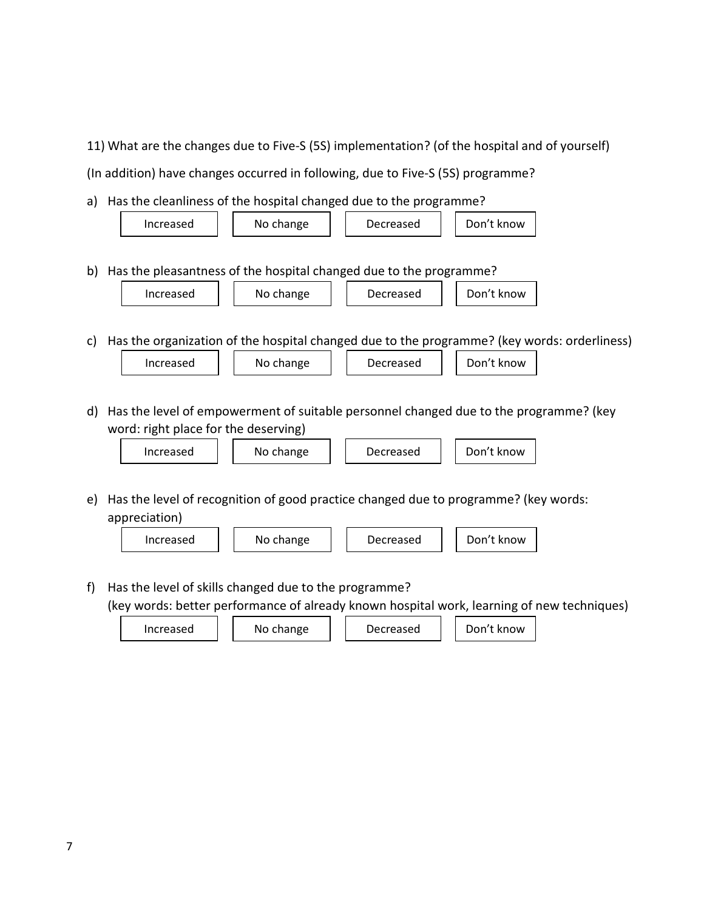11) What are the changes due to Five-S (5S) implementation? (of the hospital and of yourself)

(In addition) have changes occurred in following, due to Five-S (5S) programme?

a) Has the cleanliness of the hospital changed due to the programme?

| Increased | No change | Decreased | Don't know |
|---|---|---|---|

b) Has the pleasantness of the hospital changed due to the programme?

| Increased | No change | Decreased | Don't know |
|---|---|---|---|

c) Has the organization of the hospital changed due to the programme? (key words: orderliness)

| Increased | No change | Decreased | Don't know |
|---|---|---|---|

d) Has the level of empowerment of suitable personnel changed due to the programme? (key word: right place for the deserving)

| Increased | No change | Decreased | Don't know |
|---|---|---|---|

e) Has the level of recognition of good practice changed due to programme? (key words: appreciation)

| Increased | No change | Decreased | Don't know |
|---|---|---|---|

f) Has the level of skills changed due to the programme?
(key words: better performance of already known hospital work, learning of new techniques)

| Increased | No change | Decreased | Don't know |
|---|---|---|---|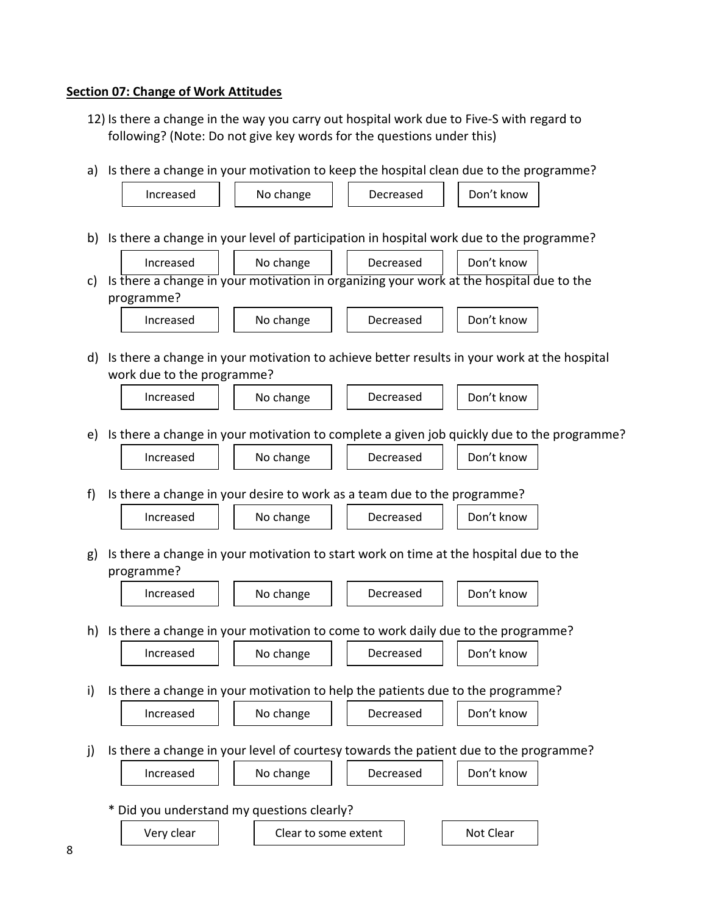**Section 07: Change of Work Attitudes**

12) Is there a change in the way you carry out hospital work due to Five-S with regard to following? (Note: Do not give key words for the questions under this)

a) Is there a change in your motivation to keep the hospital clean due to the programme?

Increased | No change | Decreased | Don't know

b) Is there a change in your level of participation in hospital work due to the programme?

Increased | No change | Decreased | Don't know

c) Is there a change in your motivation in organizing your work at the hospital due to the programme?

Increased | No change | Decreased | Don't know

d) Is there a change in your motivation to achieve better results in your work at the hospital work due to the programme?

Increased | No change | Decreased | Don't know

e) Is there a change in your motivation to complete a given job quickly due to the programme?

Increased | No change | Decreased | Don't know

f) Is there a change in your desire to work as a team due to the programme?

Increased | No change | Decreased | Don't know

g) Is there a change in your motivation to start work on time at the hospital due to the programme?

Increased | No change | Decreased | Don't know

h) Is there a change in your motivation to come to work daily due to the programme?

Increased | No change | Decreased | Don't know

i) Is there a change in your motivation to help the patients due to the programme?

Increased | No change | Decreased | Don't know

j) Is there a change in your level of courtesy towards the patient due to the programme?

Increased | No change | Decreased | Don't know

* Did you understand my questions clearly?

Very clear | Clear to some extent | Not Clear